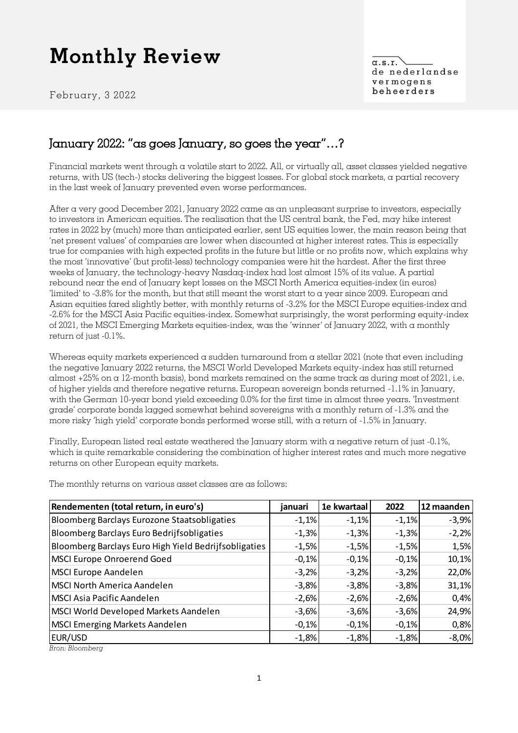# Monthly Review

February, 3 2022

a.s.r. de nederlandse vermogens beheerders

## January 2022: "as goes January, so goes the year"…?

Financial markets went through a volatile start to 2022. All, or virtually all, asset classes yielded negative returns, with US (tech-) stocks delivering the biggest losses. For global stock markets, a partial recovery in the last week of January prevented even worse performances.

After a very good December 2021, January 2022 came as an unpleasant surprise to investors, especially to investors in American equities. The realisation that the US central bank, the Fed, may hike interest rates in 2022 by (much) more than anticipated earlier, sent US equities lower, the main reason being that 'net present values' of companies are lower when discounted at higher interest rates. This is especially true for companies with high expected profits in the future but little or no profits now, which explains why the most 'innovative' (but profit-less) technology companies were hit the hardest. After the first three weeks of January, the technology-heavy Nasdaq-index had lost almost 15% of its value. A partial rebound near the end of January kept losses on the MSCI North America equities-index (in euros) 'limited' to -3.8% for the month, but that still meant the worst start to a year since 2009. European and Asian equities fared slightly better, with monthly returns of -3.2% for the MSCI Europe equities-index and -2.6% for the MSCI Asia Pacific equities-index. Somewhat surprisingly, the worst performing equity-index of 2021, the MSCI Emerging Markets equities-index, was the 'winner' of January 2022, with a monthly return of just -0.1%.

Whereas equity markets experienced a sudden turnaround from a stellar 2021 (note that even including the negative January 2022 returns, the MSCI World Developed Markets equity-index has still returned almost +25% on a 12-month basis), bond markets remained on the same track as during most of 2021, i.e. of higher yields and therefore negative returns. European sovereign bonds returned -1.1% in January, with the German 10-year bond yield exceeding 0.0% for the first time in almost three years. 'Investment grade' corporate bonds lagged somewhat behind sovereigns with a monthly return of -1.3% and the more risky 'high yield' corporate bonds performed worse still, with a return of -1.5% in January.

Finally, European listed real estate weathered the January storm with a negative return of just -0.1%, which is quite remarkable considering the combination of higher interest rates and much more negative returns on other European equity markets.

The monthly returns on various asset classes are as follows:

| Rendementen (total return, in euro's) | januari | 1e kwartaal | 2022 | 12 maanden |
|---|---|---|---|---|
| Bloomberg Barclays Eurozone Staatsobligaties | -1,1% | -1,1% | -1,1% | -3,9% |
| Bloomberg Barclays Euro Bedrijfsobligaties | -1,3% | -1,3% | -1,3% | -2,2% |
| Bloomberg Barclays Euro High Yield Bedrijfsobligaties | -1,5% | -1,5% | -1,5% | 1,5% |
| MSCI Europe Onroerend Goed | -0,1% | -0,1% | -0,1% | 10,1% |
| MSCI Europe Aandelen | -3,2% | -3,2% | -3,2% | 22,0% |
| MSCI North America Aandelen | -3,8% | -3,8% | -3,8% | 31,1% |
| MSCI Asia Pacific Aandelen | -2,6% | -2,6% | -2,6% | 0,4% |
| MSCI World Developed Markets Aandelen | -3,6% | -3,6% | -3,6% | 24,9% |
| MSCI Emerging Markets Aandelen | -0,1% | -0,1% | -0,1% | 0,8% |
| EUR/USD | -1,8% | -1,8% | -1,8% | -8,0% |

*Bron: Bloomberg*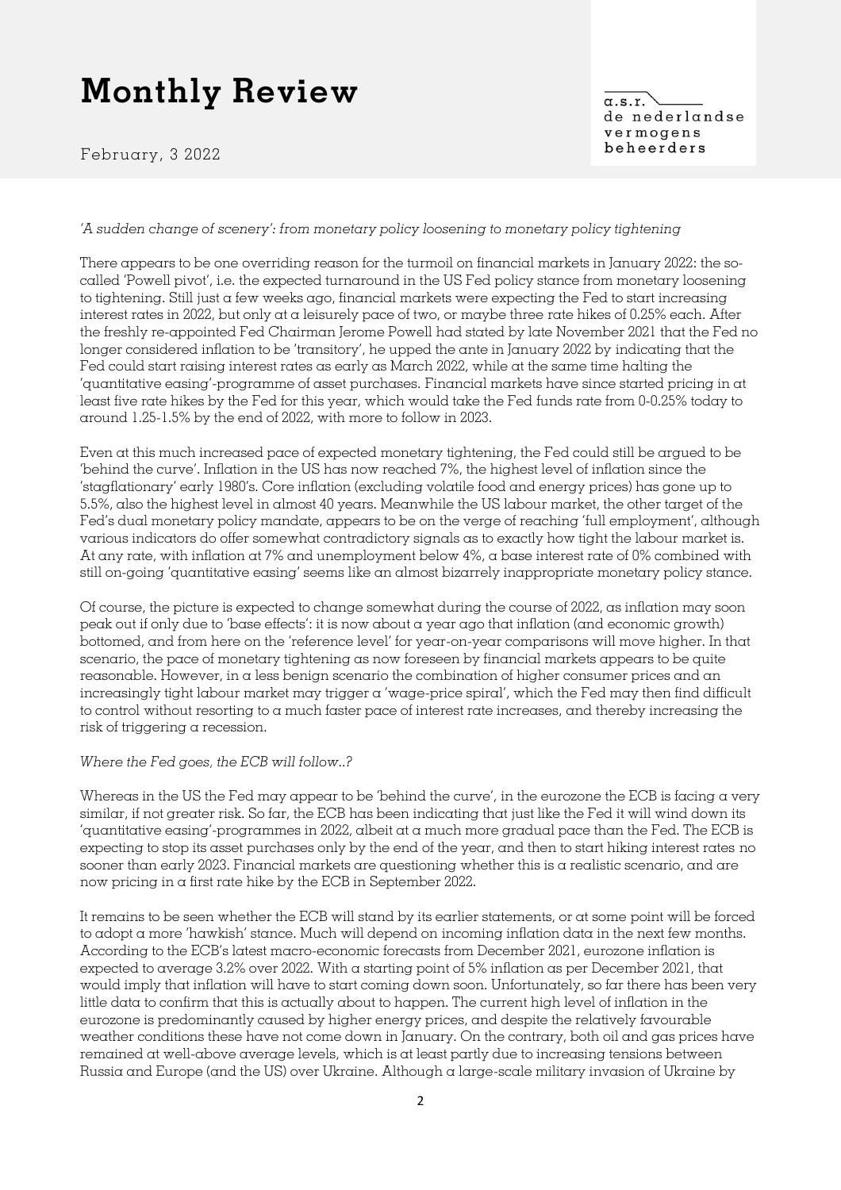# Monthly Review

February, 3 2022

*'A sudden change of scenery': from monetary policy loosening to monetary policy tightening*

There appears to be one overriding reason for the turmoil on financial markets in January 2022: the so-called 'Powell pivot', i.e. the expected turnaround in the US Fed policy stance from monetary loosening to tightening. Still just a few weeks ago, financial markets were expecting the Fed to start increasing interest rates in 2022, but only at a leisurely pace of two, or maybe three rate hikes of 0.25% each. After the freshly re-appointed Fed Chairman Jerome Powell had stated by late November 2021 that the Fed no longer considered inflation to be 'transitory', he upped the ante in January 2022 by indicating that the Fed could start raising interest rates as early as March 2022, while at the same time halting the 'quantitative easing'-programme of asset purchases. Financial markets have since started pricing in at least five rate hikes by the Fed for this year, which would take the Fed funds rate from 0-0.25% today to around 1.25-1.5% by the end of 2022, with more to follow in 2023.

Even at this much increased pace of expected monetary tightening, the Fed could still be argued to be 'behind the curve'. Inflation in the US has now reached 7%, the highest level of inflation since the 'stagflationary' early 1980's. Core inflation (excluding volatile food and energy prices) has gone up to 5.5%, also the highest level in almost 40 years. Meanwhile the US labour market, the other target of the Fed's dual monetary policy mandate, appears to be on the verge of reaching 'full employment', although various indicators do offer somewhat contradictory signals as to exactly how tight the labour market is. At any rate, with inflation at 7% and unemployment below 4%, a base interest rate of 0% combined with still on-going 'quantitative easing' seems like an almost bizarrely inappropriate monetary policy stance.

Of course, the picture is expected to change somewhat during the course of 2022, as inflation may soon peak out if only due to 'base effects': it is now about a year ago that inflation (and economic growth) bottomed, and from here on the 'reference level' for year-on-year comparisons will move higher. In that scenario, the pace of monetary tightening as now foreseen by financial markets appears to be quite reasonable. However, in a less benign scenario the combination of higher consumer prices and an increasingly tight labour market may trigger a 'wage-price spiral', which the Fed may then find difficult to control without resorting to a much faster pace of interest rate increases, and thereby increasing the risk of triggering a recession.

*Where the Fed goes, the ECB will follow..?*

Whereas in the US the Fed may appear to be 'behind the curve', in the eurozone the ECB is facing a very similar, if not greater risk. So far, the ECB has been indicating that just like the Fed it will wind down its 'quantitative easing'-programmes in 2022, albeit at a much more gradual pace than the Fed. The ECB is expecting to stop its asset purchases only by the end of the year, and then to start hiking interest rates no sooner than early 2023. Financial markets are questioning whether this is a realistic scenario, and are now pricing in a first rate hike by the ECB in September 2022.

It remains to be seen whether the ECB will stand by its earlier statements, or at some point will be forced to adopt a more 'hawkish' stance. Much will depend on incoming inflation data in the next few months. According to the ECB's latest macro-economic forecasts from December 2021, eurozone inflation is expected to average 3.2% over 2022. With a starting point of 5% inflation as per December 2021, that would imply that inflation will have to start coming down soon. Unfortunately, so far there has been very little data to confirm that this is actually about to happen. The current high level of inflation in the eurozone is predominantly caused by higher energy prices, and despite the relatively favourable weather conditions these have not come down in January. On the contrary, both oil and gas prices have remained at well-above average levels, which is at least partly due to increasing tensions between Russia and Europe (and the US) over Ukraine. Although a large-scale military invasion of Ukraine by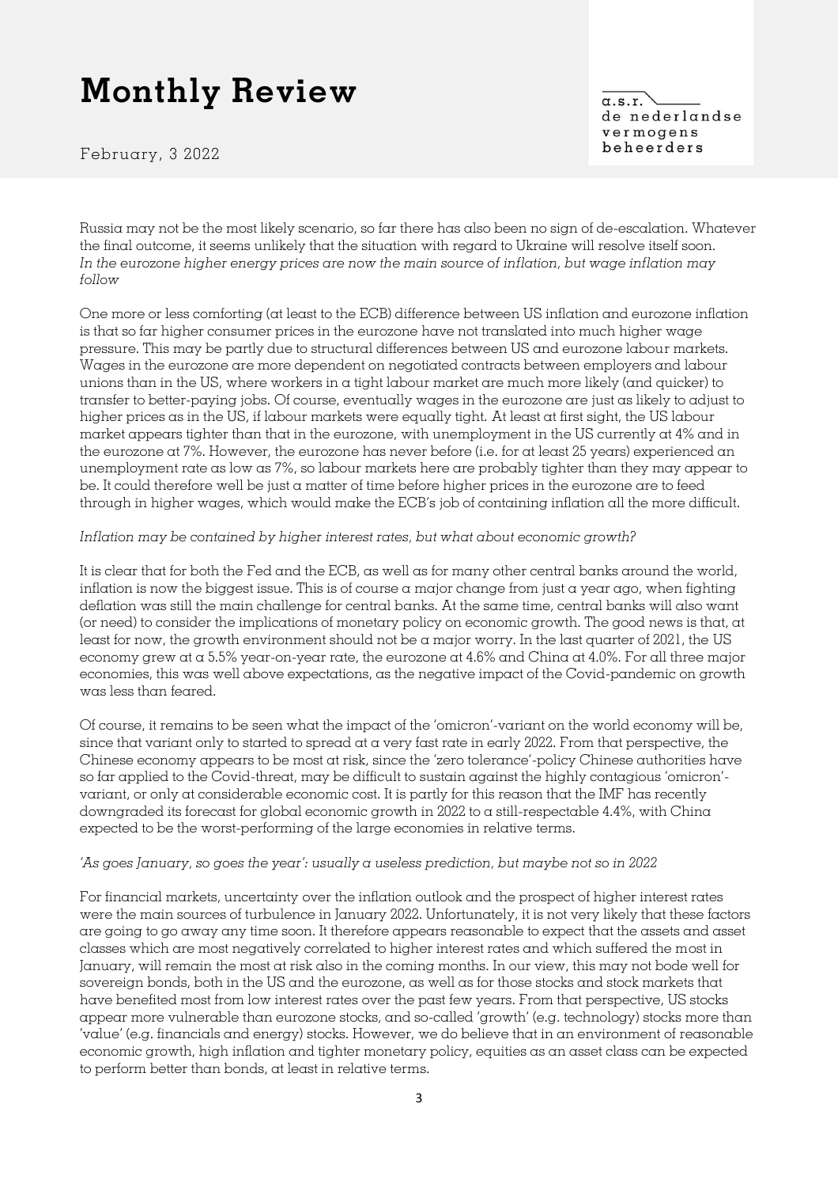Russia may not be the most likely scenario, so far there has also been no sign of de-escalation. Whatever the final outcome, it seems unlikely that the situation with regard to Ukraine will resolve itself soon.

*In the eurozone higher energy prices are now the main source of inflation, but wage inflation may follow*

One more or less comforting (at least to the ECB) difference between US inflation and eurozone inflation is that so far higher consumer prices in the eurozone have not translated into much higher wage pressure. This may be partly due to structural differences between US and eurozone labour markets. Wages in the eurozone are more dependent on negotiated contracts between employers and labour unions than in the US, where workers in a tight labour market are much more likely (and quicker) to transfer to better-paying jobs. Of course, eventually wages in the eurozone are just as likely to adjust to higher prices as in the US, if labour markets were equally tight. At least at first sight, the US labour market appears tighter than that in the eurozone, with unemployment in the US currently at 4% and in the eurozone at 7%. However, the eurozone has never before (i.e. for at least 25 years) experienced an unemployment rate as low as 7%, so labour markets here are probably tighter than they may appear to be. It could therefore well be just a matter of time before higher prices in the eurozone are to feed through in higher wages, which would make the ECB's job of containing inflation all the more difficult.

*Inflation may be contained by higher interest rates, but what about economic growth?*

It is clear that for both the Fed and the ECB, as well as for many other central banks around the world, inflation is now the biggest issue. This is of course a major change from just a year ago, when fighting deflation was still the main challenge for central banks. At the same time, central banks will also want (or need) to consider the implications of monetary policy on economic growth. The good news is that, at least for now, the growth environment should not be a major worry. In the last quarter of 2021, the US economy grew at a 5.5% year-on-year rate, the eurozone at 4.6% and China at 4.0%. For all three major economies, this was well above expectations, as the negative impact of the Covid-pandemic on growth was less than feared.

Of course, it remains to be seen what the impact of the 'omicron'-variant on the world economy will be, since that variant only to started to spread at a very fast rate in early 2022. From that perspective, the Chinese economy appears to be most at risk, since the 'zero tolerance'-policy Chinese authorities have so far applied to the Covid-threat, may be difficult to sustain against the highly contagious 'omicron'-variant, or only at considerable economic cost. It is partly for this reason that the IMF has recently downgraded its forecast for global economic growth in 2022 to a still-respectable 4.4%, with China expected to be the worst-performing of the large economies in relative terms.

*'As goes January, so goes the year': usually a useless prediction, but maybe not so in 2022*

For financial markets, uncertainty over the inflation outlook and the prospect of higher interest rates were the main sources of turbulence in January 2022. Unfortunately, it is not very likely that these factors are going to go away any time soon. It therefore appears reasonable to expect that the assets and asset classes which are most negatively correlated to higher interest rates and which suffered the most in January, will remain the most at risk also in the coming months. In our view, this may not bode well for sovereign bonds, both in the US and the eurozone, as well as for those stocks and stock markets that have benefited most from low interest rates over the past few years. From that perspective, US stocks appear more vulnerable than eurozone stocks, and so-called 'growth' (e.g. technology) stocks more than 'value' (e.g. financials and energy) stocks. However, we do believe that in an environment of reasonable economic growth, high inflation and tighter monetary policy, equities as an asset class can be expected to perform better than bonds, at least in relative terms.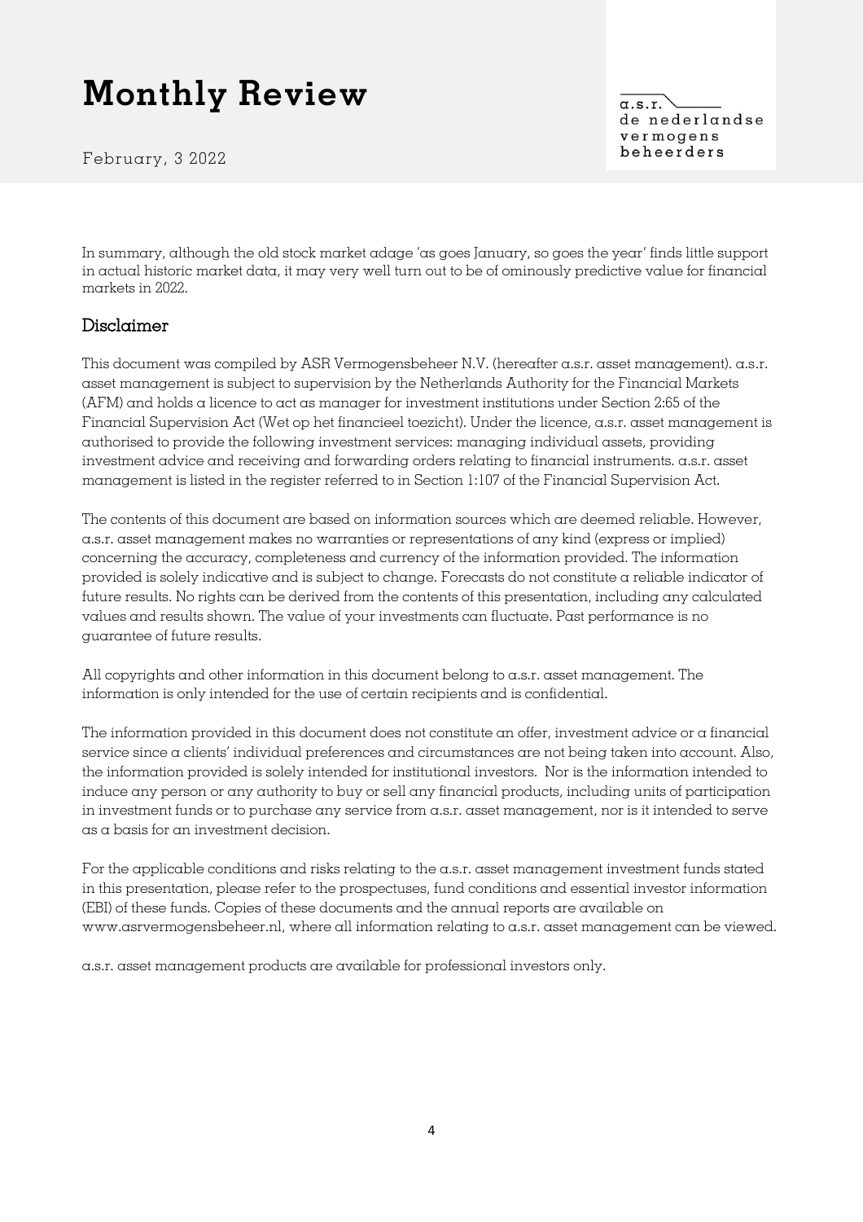In summary, although the old stock market adage 'as goes January, so goes the year' finds little support in actual historic market data, it may very well turn out to be of ominously predictive value for financial markets in 2022.

## Disclaimer

This document was compiled by ASR Vermogensbeheer N.V. (hereafter a.s.r. asset management). a.s.r. asset management is subject to supervision by the Netherlands Authority for the Financial Markets (AFM) and holds a licence to act as manager for investment institutions under Section 2:65 of the Financial Supervision Act (Wet op het financieel toezicht). Under the licence, a.s.r. asset management is authorised to provide the following investment services: managing individual assets, providing investment advice and receiving and forwarding orders relating to financial instruments. a.s.r. asset management is listed in the register referred to in Section 1:107 of the Financial Supervision Act.

The contents of this document are based on information sources which are deemed reliable. However, a.s.r. asset management makes no warranties or representations of any kind (express or implied) concerning the accuracy, completeness and currency of the information provided. The information provided is solely indicative and is subject to change. Forecasts do not constitute a reliable indicator of future results. No rights can be derived from the contents of this presentation, including any calculated values and results shown. The value of your investments can fluctuate. Past performance is no guarantee of future results.

All copyrights and other information in this document belong to a.s.r. asset management. The information is only intended for the use of certain recipients and is confidential.

The information provided in this document does not constitute an offer, investment advice or a financial service since a clients' individual preferences and circumstances are not being taken into account. Also, the information provided is solely intended for institutional investors. Nor is the information intended to induce any person or any authority to buy or sell any financial products, including units of participation in investment funds or to purchase any service from a.s.r. asset management, nor is it intended to serve as a basis for an investment decision.

For the applicable conditions and risks relating to the a.s.r. asset management investment funds stated in this presentation, please refer to the prospectuses, fund conditions and essential investor information (EBI) of these funds. Copies of these documents and the annual reports are available on www.asrvermogensbeheer.nl, where all information relating to a.s.r. asset management can be viewed.

a.s.r. asset management products are available for professional investors only.